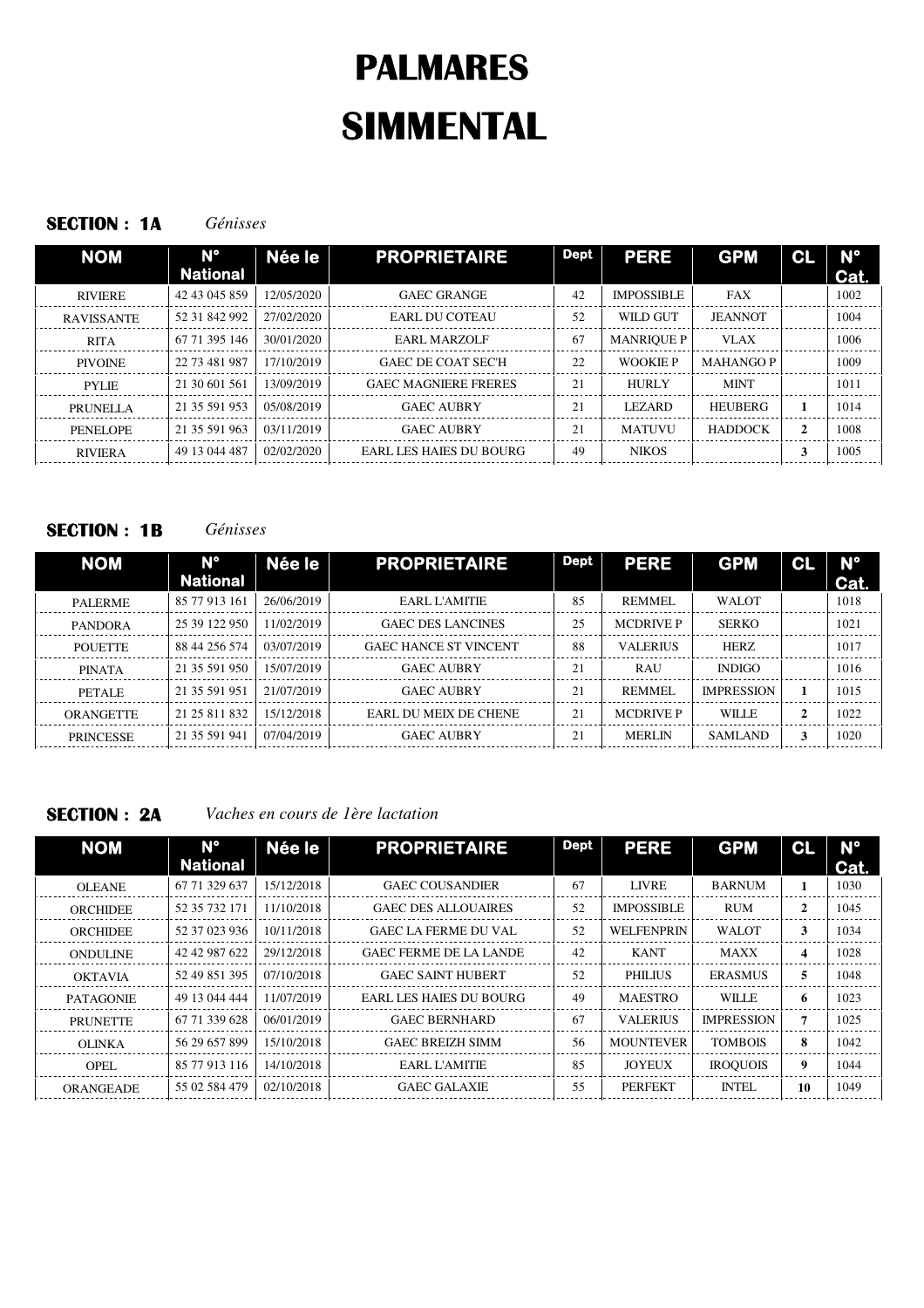# PALMARES

# SIMMENTAL

**SECTION : 1A** *Génisses*

| NOM | N° National | Née le | PROPRIETAIRE | Dept | PERE | GPM | CL | N° Cat. |
|---|---|---|---|---|---|---|---|---|
| RIVIERE | 42 43 045 859 | 12/05/2020 | GAEC GRANGE | 42 | IMPOSSIBLE | FAX | | 1002 |
| RAVISSANTE | 52 31 842 992 | 27/02/2020 | EARL DU COTEAU | 52 | WILD GUT | JEANNOT | | 1004 |
| RITA | 67 71 395 146 | 30/01/2020 | EARL MARZOLF | 67 | MANRIQUE P | VLAX | | 1006 |
| PIVOINE | 22 73 481 987 | 17/10/2019 | GAEC DE COAT SEC'H | 22 | WOOKIE P | MAHANGO P | | 1009 |
| PYLIE | 21 30 601 561 | 13/09/2019 | GAEC MAGNIERE FRERES | 21 | HURLY | MINT | | 1011 |
| PRUNELLA | 21 35 591 953 | 05/08/2019 | GAEC AUBRY | 21 | LEZARD | HEUBERG | 1 | 1014 |
| PENELOPE | 21 35 591 963 | 03/11/2019 | GAEC AUBRY | 21 | MATUVU | HADDOCK | 2 | 1008 |
| RIVIERA | 49 13 044 487 | 02/02/2020 | EARL LES HAIES DU BOURG | 49 | NIKOS | | 3 | 1005 |

**SECTION : 1B** *Génisses*

| NOM | N° National | Née le | PROPRIETAIRE | Dept | PERE | GPM | CL | N° Cat. |
|---|---|---|---|---|---|---|---|---|
| PALERME | 85 77 913 161 | 26/06/2019 | EARL L'AMITIE | 85 | REMMEL | WALOT | | 1018 |
| PANDORA | 25 39 122 950 | 11/02/2019 | GAEC DES LANCINES | 25 | MCDRIVE P | SERKO | | 1021 |
| POUETTE | 88 44 256 574 | 03/07/2019 | GAEC HANCE ST VINCENT | 88 | VALERIUS | HERZ | | 1017 |
| PINATA | 21 35 591 950 | 15/07/2019 | GAEC AUBRY | 21 | RAU | INDIGO | | 1016 |
| PETALE | 21 35 591 951 | 21/07/2019 | GAEC AUBRY | 21 | REMMEL | IMPRESSION | 1 | 1015 |
| ORANGETTE | 21 25 811 832 | 15/12/2018 | EARL DU MEIX DE CHENE | 21 | MCDRIVE P | WILLE | 2 | 1022 |
| PRINCESSE | 21 35 591 941 | 07/04/2019 | GAEC AUBRY | 21 | MERLIN | SAMLAND | 3 | 1020 |

**SECTION : 2A** *Vaches en cours de 1ère lactation*

| NOM | N° National | Née le | PROPRIETAIRE | Dept | PERE | GPM | CL | N° Cat. |
|---|---|---|---|---|---|---|---|---|
| OLEANE | 67 71 329 637 | 15/12/2018 | GAEC COUSANDIER | 67 | LIVRE | BARNUM | 1 | 1030 |
| ORCHIDEE | 52 35 732 171 | 11/10/2018 | GAEC DES ALLOUAIRES | 52 | IMPOSSIBLE | RUM | 2 | 1045 |
| ORCHIDEE | 52 37 023 936 | 10/11/2018 | GAEC LA FERME DU VAL | 52 | WELFENPRIN | WALOT | 3 | 1034 |
| ONDULINE | 42 42 987 622 | 29/12/2018 | GAEC FERME DE LA LANDE | 42 | KANT | MAXX | 4 | 1028 |
| OKTAVIA | 52 49 851 395 | 07/10/2018 | GAEC SAINT HUBERT | 52 | PHILIUS | ERASMUS | 5 | 1048 |
| PATAGONIE | 49 13 044 444 | 11/07/2019 | EARL LES HAIES DU BOURG | 49 | MAESTRO | WILLE | 6 | 1023 |
| PRUNETTE | 67 71 339 628 | 06/01/2019 | GAEC BERNHARD | 67 | VALERIUS | IMPRESSION | 7 | 1025 |
| OLINKA | 56 29 657 899 | 15/10/2018 | GAEC BREIZH SIMM | 56 | MOUNTEVER | TOMBOIS | 8 | 1042 |
| OPEL | 85 77 913 116 | 14/10/2018 | EARL L'AMITIE | 85 | JOYEUX | IROQUOIS | 9 | 1044 |
| ORANGEADE | 55 02 584 479 | 02/10/2018 | GAEC GALAXIE | 55 | PERFEKT | INTEL | 10 | 1049 |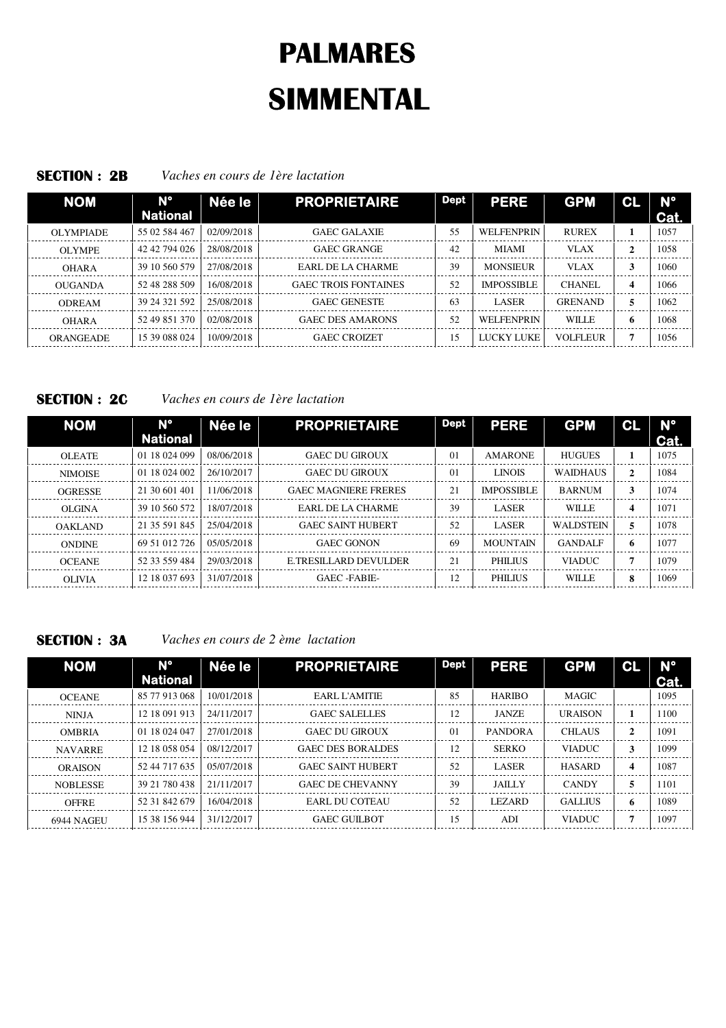# PALMARES

# SIMMENTAL

**SECTION : 2B** *Vaches en cours de 1ère lactation*

| NOM | N° National | Née le | PROPRIETAIRE | Dept | PERE | GPM | CL | N° Cat. |
|---|---|---|---|---|---|---|---|---|
| OLYMPIADE | 55 02 584 467 | 02/09/2018 | GAEC GALAXIE | 55 | WELFENPRIN | RUREX | 1 | 1057 |
| OLYMPE | 42 42 794 026 | 28/08/2018 | GAEC GRANGE | 42 | MIAMI | VLAX | 2 | 1058 |
| OHARA | 39 10 560 579 | 27/08/2018 | EARL DE LA CHARME | 39 | MONSIEUR | VLAX | 3 | 1060 |
| OUGANDA | 52 48 288 509 | 16/08/2018 | GAEC TROIS FONTAINES | 52 | IMPOSSIBLE | CHANEL | 4 | 1066 |
| ODREAM | 39 24 321 592 | 25/08/2018 | GAEC GENESTE | 63 | LASER | GRENAND | 5 | 1062 |
| OHARA | 52 49 851 370 | 02/08/2018 | GAEC DES AMARONS | 52 | WELFENPRIN | WILLE | 6 | 1068 |
| ORANGEADE | 15 39 088 024 | 10/09/2018 | GAEC CROIZET | 15 | LUCKY LUKE | VOLFLEUR | 7 | 1056 |

**SECTION : 2C** *Vaches en cours de 1ère lactation*

| NOM | N° National | Née le | PROPRIETAIRE | Dept | PERE | GPM | CL | N° Cat. |
|---|---|---|---|---|---|---|---|---|
| OLEATE | 01 18 024 099 | 08/06/2018 | GAEC DU GIROUX | 01 | AMARONE | HUGUES | 1 | 1075 |
| NIMOISE | 01 18 024 002 | 26/10/2017 | GAEC DU GIROUX | 01 | LINOIS | WAIDHAUS | 2 | 1084 |
| OGRESSE | 21 30 601 401 | 11/06/2018 | GAEC MAGNIERE FRERES | 21 | IMPOSSIBLE | BARNUM | 3 | 1074 |
| OLGINA | 39 10 560 572 | 18/07/2018 | EARL DE LA CHARME | 39 | LASER | WILLE | 4 | 1071 |
| OAKLAND | 21 35 591 845 | 25/04/2018 | GAEC SAINT HUBERT | 52 | LASER | WALDSTEIN | 5 | 1078 |
| ONDINE | 69 51 012 726 | 05/05/2018 | GAEC GONON | 69 | MOUNTAIN | GANDALF | 6 | 1077 |
| OCEANE | 52 33 559 484 | 29/03/2018 | E.TRESILLARD DEVULDER | 21 | PHILIUS | VIADUC | 7 | 1079 |
| OLIVIA | 12 18 037 693 | 31/07/2018 | GAEC -FABIE- | 12 | PHILIUS | WILLE | 8 | 1069 |

**SECTION : 3A** *Vaches en cours de 2 ème lactation*

| NOM | N° National | Née le | PROPRIETAIRE | Dept | PERE | GPM | CL | N° Cat. |
|---|---|---|---|---|---|---|---|---|
| OCEANE | 85 77 913 068 | 10/01/2018 | EARL L'AMITIE | 85 | HARIBO | MAGIC | | 1095 |
| NINJA | 12 18 091 913 | 24/11/2017 | GAEC SALELLES | 12 | JANZE | URAISON | 1 | 1100 |
| OMBRIA | 01 18 024 047 | 27/01/2018 | GAEC DU GIROUX | 01 | PANDORA | CHLAUS | 2 | 1091 |
| NAVARRE | 12 18 058 054 | 08/12/2017 | GAEC DES BORALDES | 12 | SERKO | VIADUC | 3 | 1099 |
| ORAISON | 52 44 717 635 | 05/07/2018 | GAEC SAINT HUBERT | 52 | LASER | HASARD | 4 | 1087 |
| NOBLESSE | 39 21 780 438 | 21/11/2017 | GAEC DE CHEVANNY | 39 | JAILLY | CANDY | 5 | 1101 |
| OFFRE | 52 31 842 679 | 16/04/2018 | EARL DU COTEAU | 52 | LEZARD | GALLIUS | 6 | 1089 |
| 6944 NAGEU | 15 38 156 944 | 31/12/2017 | GAEC GUILBOT | 15 | ADI | VIADUC | 7 | 1097 |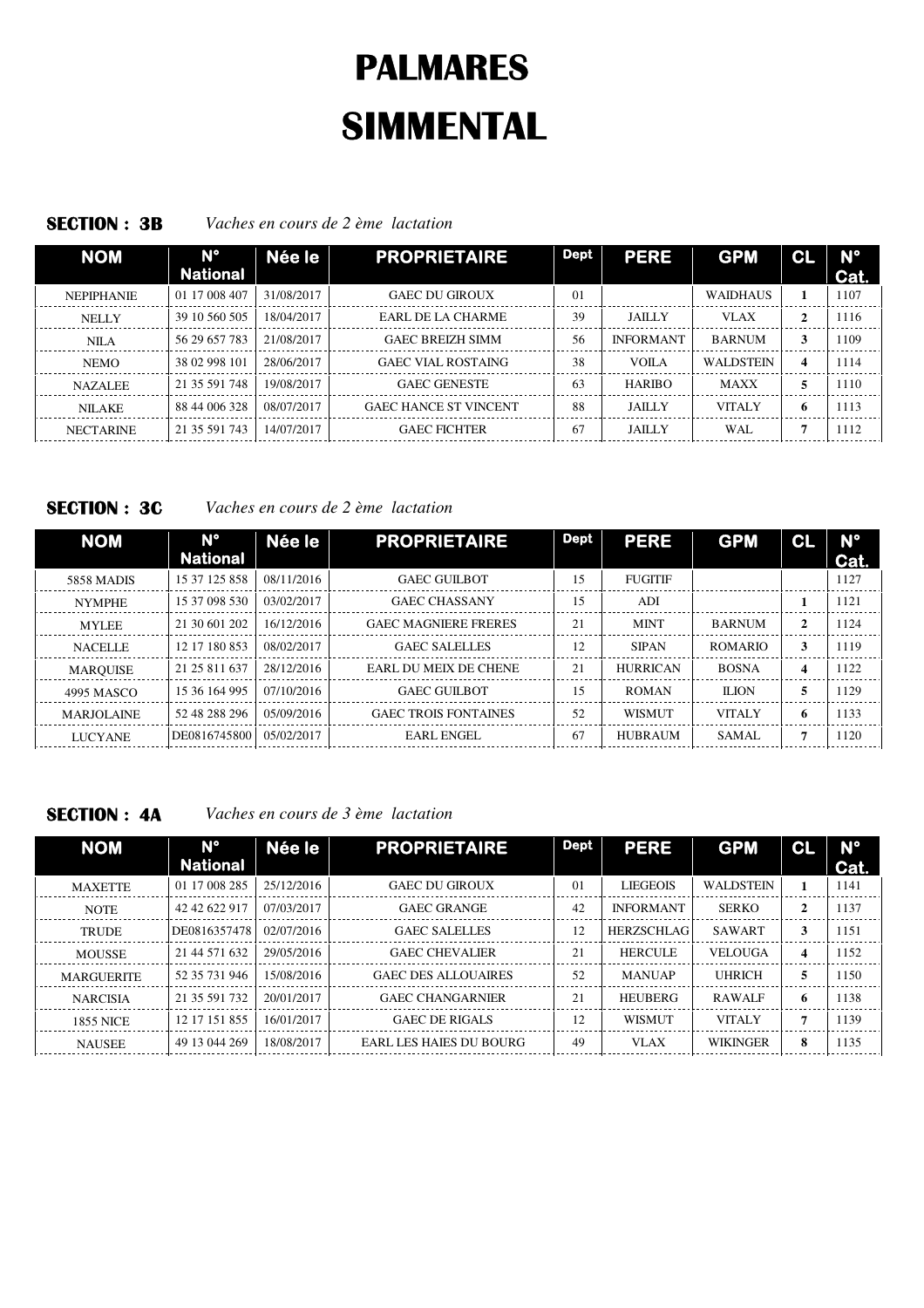# PALMARES

# SIMMENTAL

**SECTION : 3B** *Vaches en cours de 2 ème lactation*

| NOM | N° National | Née le | PROPRIETAIRE | Dept | PERE | GPM | CL | N° Cat. |
|---|---|---|---|---|---|---|---|---|
| NEPIPHANIE | 01 17 008 407 | 31/08/2017 | GAEC DU GIROUX | 01 | | WAIDHAUS | 1 | 1107 |
| NELLY | 39 10 560 505 | 18/04/2017 | EARL DE LA CHARME | 39 | JAILLY | VLAX | 2 | 1116 |
| NILA | 56 29 657 783 | 21/08/2017 | GAEC BREIZH SIMM | 56 | INFORMANT | BARNUM | 3 | 1109 |
| NEMO | 38 02 998 101 | 28/06/2017 | GAEC VIAL ROSTAING | 38 | VOILA | WALDSTEIN | 4 | 1114 |
| NAZALEE | 21 35 591 748 | 19/08/2017 | GAEC GENESTE | 63 | HARIBO | MAXX | 5 | 1110 |
| NILAKE | 88 44 006 328 | 08/07/2017 | GAEC HANCE ST VINCENT | 88 | JAILLY | VITALY | 6 | 1113 |
| NECTARINE | 21 35 591 743 | 14/07/2017 | GAEC FICHTER | 67 | JAILLY | WAL | 7 | 1112 |

**SECTION : 3C** *Vaches en cours de 2 ème lactation*

| NOM | N° National | Née le | PROPRIETAIRE | Dept | PERE | GPM | CL | N° Cat. |
|---|---|---|---|---|---|---|---|---|
| 5858 MADIS | 15 37 125 858 | 08/11/2016 | GAEC GUILBOT | 15 | FUGITIF | | | 1127 |
| NYMPHE | 15 37 098 530 | 03/02/2017 | GAEC CHASSANY | 15 | ADI | | 1 | 1121 |
| MYLEE | 21 30 601 202 | 16/12/2016 | GAEC MAGNIERE FRERES | 21 | MINT | BARNUM | 2 | 1124 |
| NACELLE | 12 17 180 853 | 08/02/2017 | GAEC SALELLES | 12 | SIPAN | ROMARIO | 3 | 1119 |
| MARQUISE | 21 25 811 637 | 28/12/2016 | EARL DU MEIX DE CHENE | 21 | HURRICAN | BOSNA | 4 | 1122 |
| 4995 MASCO | 15 36 164 995 | 07/10/2016 | GAEC GUILBOT | 15 | ROMAN | ILION | 5 | 1129 |
| MARJOLAINE | 52 48 288 296 | 05/09/2016 | GAEC TROIS FONTAINES | 52 | WISMUT | VITALY | 6 | 1133 |
| LUCYANE | DE0816745800 | 05/02/2017 | EARL ENGEL | 67 | HUBRAUM | SAMAL | 7 | 1120 |

**SECTION : 4A** *Vaches en cours de 3 ème lactation*

| NOM | N° National | Née le | PROPRIETAIRE | Dept | PERE | GPM | CL | N° Cat. |
|---|---|---|---|---|---|---|---|---|
| MAXETTE | 01 17 008 285 | 25/12/2016 | GAEC DU GIROUX | 01 | LIEGEOIS | WALDSTEIN | 1 | 1141 |
| NOTE | 42 42 622 917 | 07/03/2017 | GAEC GRANGE | 42 | INFORMANT | SERKO | 2 | 1137 |
| TRUDE | DE0816357478 | 02/07/2016 | GAEC SALELLES | 12 | HERZSCHLAG | SAWART | 3 | 1151 |
| MOUSSE | 21 44 571 632 | 29/05/2016 | GAEC CHEVALIER | 21 | HERCULE | VELOUGA | 4 | 1152 |
| MARGUERITE | 52 35 731 946 | 15/08/2016 | GAEC DES ALLOUAIRES | 52 | MANUAP | UHRICH | 5 | 1150 |
| NARCISIA | 21 35 591 732 | 20/01/2017 | GAEC CHANGARNIER | 21 | HEUBERG | RAWALF | 6 | 1138 |
| 1855 NICE | 12 17 151 855 | 16/01/2017 | GAEC DE RIGALS | 12 | WISMUT | VITALY | 7 | 1139 |
| NAUSEE | 49 13 044 269 | 18/08/2017 | EARL LES HAIES DU BOURG | 49 | VLAX | WIKINGER | 8 | 1135 |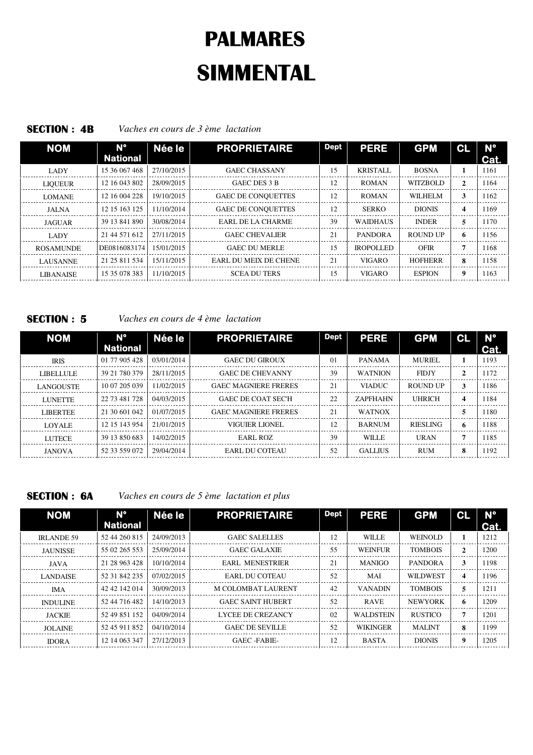# PALMARES

# SIMMENTAL

**SECTION : 4B** *Vaches en cours de 3 ème lactation*

| NOM | N° National | Née le | PROPRIETAIRE | Dept | PERE | GPM | CL | N° Cat. |
|---|---|---|---|---|---|---|---|---|
| LADY | 15 36 067 468 | 27/10/2015 | GAEC CHASSANY | 15 | KRISTALL | BOSNA | 1 | 1161 |
| LIQUEUR | 12 16 043 802 | 28/09/2015 | GAEC DES 3 B | 12 | ROMAN | WITZBOLD | 2 | 1164 |
| LOMANE | 12 16 004 228 | 19/10/2015 | GAEC DE CONQUETTES | 12 | ROMAN | WILHELM | 3 | 1162 |
| JALNA | 12 15 163 125 | 11/10/2014 | GAEC DE CONQUETTES | 12 | SERKO | DIONIS | 4 | 1169 |
| JAGUAR | 39 13 841 890 | 30/08/2014 | EARL DE LA CHARME | 39 | WAIDHAUS | INDER | 5 | 1170 |
| LADY | 21 44 571 612 | 27/11/2015 | GAEC CHEVALIER | 21 | PANDORA | ROUND UP | 6 | 1156 |
| ROSAMUNDE | DE0816083174 | 15/01/2015 | GAEC DU MERLE | 15 | IROPOLLED | OFIR | 7 | 1168 |
| LAUSANNE | 21 25 811 534 | 15/11/2015 | EARL DU MEIX DE CHENE | 21 | VIGARO | HOFHERR | 8 | 1158 |
| LIBANAISE | 15 35 078 383 | 11/10/2015 | SCEA DU TERS | 15 | VIGARO | ESPION | 9 | 1163 |

**SECTION : 5** *Vaches en cours de 4 ème lactation*

| NOM | N° National | Née le | PROPRIETAIRE | Dept | PERE | GPM | CL | N° Cat. |
|---|---|---|---|---|---|---|---|---|
| IRIS | 01 77 905 428 | 03/01/2014 | GAEC DU GIROUX | 01 | PANAMA | MURIEL | 1 | 1193 |
| LIBELLULE | 39 21 780 379 | 28/11/2015 | GAEC DE CHEVANNY | 39 | WATNION | FIDJY | 2 | 1172 |
| LANGOUSTE | 10 07 205 039 | 11/02/2015 | GAEC MAGNIERE FRERES | 21 | VIADUC | ROUND UP | 3 | 1186 |
| LUNETTE | 22 73 481 728 | 04/03/2015 | GAEC DE COAT SEC'H | 22 | ZAPFHAHN | UHRICH | 4 | 1184 |
| LIBERTEE | 21 30 601 042 | 01/07/2015 | GAEC MAGNIERE FRERES | 21 | WATNOX | | 5 | 1180 |
| LOYALE | 12 15 143 954 | 21/01/2015 | VIGUIER LIONEL | 12 | BARNUM | RIESLING | 6 | 1188 |
| LUTECE | 39 13 850 683 | 14/02/2015 | EARL ROZ | 39 | WILLE | URAN | 7 | 1185 |
| JANOVA | 52 33 559 072 | 29/04/2014 | EARL DU COTEAU | 52 | GALLIUS | RUM | 8 | 1192 |

**SECTION : 6A** *Vaches en cours de 5 ème lactation et plus*

| NOM | N° National | Née le | PROPRIETAIRE | Dept | PERE | GPM | CL | N° Cat. |
|---|---|---|---|---|---|---|---|---|
| IRLANDE 59 | 52 44 260 815 | 24/09/2013 | GAEC SALELLES | 12 | WILLE | WEINOLD | 1 | 1212 |
| JAUNISSE | 55 02 265 553 | 25/09/2014 | GAEC GALAXIE | 55 | WEINFUR | TOMBOIS | 2 | 1200 |
| JAVA | 21 28 963 428 | 10/10/2014 | EARL MENESTRIER | 21 | MANIGO | PANDORA | 3 | 1198 |
| LANDAISE | 52 31 842 235 | 07/02/2015 | EARL DU COTEAU | 52 | MAI | WILDWEST | 4 | 1196 |
| IMA | 42 42 142 014 | 30/09/2013 | M COLOMBAT LAURENT | 42 | VANADIN | TOMBOIS | 5 | 1211 |
| INDULINE | 52 44 716 482 | 14/10/2013 | GAEC SAINT HUBERT | 52 | RAVE | NEWYORK | 6 | 1209 |
| JACKIE | 52 49 851 152 | 04/09/2014 | LYCEE DE CREZANCY | 02 | WALDSTEIN | RUSTICO | 7 | 1201 |
| JOLAINE | 52 45 911 852 | 04/10/2014 | GAEC DE SEVILLE | 52 | WIKINGER | MALINT | 8 | 1199 |
| IDORA | 12 14 063 347 | 27/12/2013 | GAEC -FABIE- | 12 | BASTA | DIONIS | 9 | 1205 |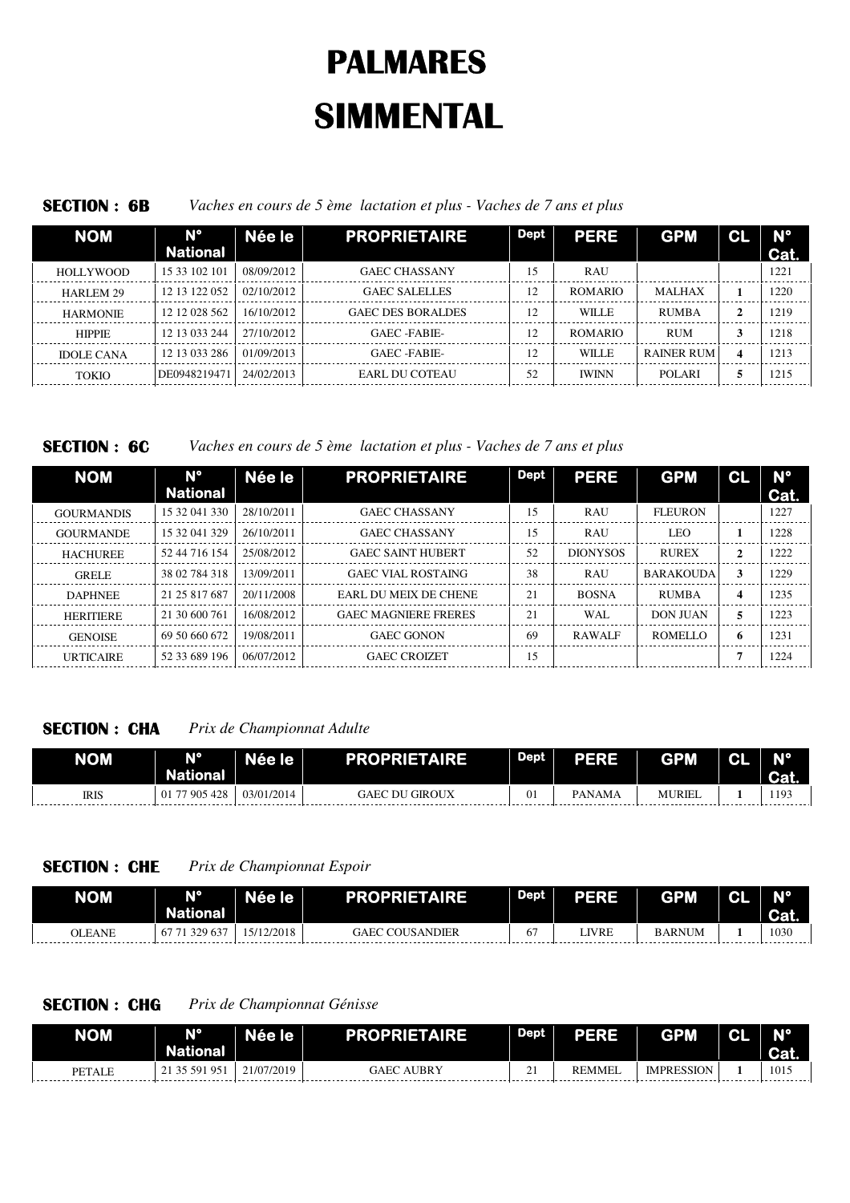# PALMARES

# SIMMENTAL

**SECTION : 6B** *Vaches en cours de 5 ème lactation et plus - Vaches de 7 ans et plus*

| NOM | N° National | Née le | PROPRIETAIRE | Dept | PERE | GPM | CL | N° Cat. |
|---|---|---|---|---|---|---|---|---|
| HOLLYWOOD | 15 33 102 101 | 08/09/2012 | GAEC CHASSANY | 15 | RAU | | | 1221 |
| HARLEM 29 | 12 13 122 052 | 02/10/2012 | GAEC SALELLES | 12 | ROMARIO | MALHAX | 1 | 1220 |
| HARMONIE | 12 12 028 562 | 16/10/2012 | GAEC DES BORALDES | 12 | WILLE | RUMBA | 2 | 1219 |
| HIPPIE | 12 13 033 244 | 27/10/2012 | GAEC -FABIE- | 12 | ROMARIO | RUM | 3 | 1218 |
| IDOLE CANA | 12 13 033 286 | 01/09/2013 | GAEC -FABIE- | 12 | WILLE | RAINER RUM | 4 | 1213 |
| TOKIO | DE0948219471 | 24/02/2013 | EARL DU COTEAU | 52 | IWINN | POLARI | 5 | 1215 |

**SECTION : 6C** *Vaches en cours de 5 ème lactation et plus - Vaches de 7 ans et plus*

| NOM | N° National | Née le | PROPRIETAIRE | Dept | PERE | GPM | CL | N° Cat. |
|---|---|---|---|---|---|---|---|---|
| GOURMANDIS | 15 32 041 330 | 28/10/2011 | GAEC CHASSANY | 15 | RAU | FLEURON | | 1227 |
| GOURMANDE | 15 32 041 329 | 26/10/2011 | GAEC CHASSANY | 15 | RAU | LEO | 1 | 1228 |
| HACHUREE | 52 44 716 154 | 25/08/2012 | GAEC SAINT HUBERT | 52 | DIONYSOS | RUREX | 2 | 1222 |
| GRELE | 38 02 784 318 | 13/09/2011 | GAEC VIAL ROSTAING | 38 | RAU | BARAKOUDA | 3 | 1229 |
| DAPHNEE | 21 25 817 687 | 20/11/2008 | EARL DU MEIX DE CHENE | 21 | BOSNA | RUMBA | 4 | 1235 |
| HERITIERE | 21 30 600 761 | 16/08/2012 | GAEC MAGNIERE FRERES | 21 | WAL | DON JUAN | 5 | 1223 |
| GENOISE | 69 50 660 672 | 19/08/2011 | GAEC GONON | 69 | RAWALF | ROMELLO | 6 | 1231 |
| URTICAIRE | 52 33 689 196 | 06/07/2012 | GAEC CROIZET | 15 | | | 7 | 1224 |

**SECTION : CHA** *Prix de Championnat Adulte*

| NOM | N° National | Née le | PROPRIETAIRE | Dept | PERE | GPM | CL | N° Cat. |
|---|---|---|---|---|---|---|---|---|
| IRIS | 01 77 905 428 | 03/01/2014 | GAEC DU GIROUX | 01 | PANAMA | MURIEL | 1 | 1193 |

**SECTION : CHE** *Prix de Championnat Espoir*

| NOM | N° National | Née le | PROPRIETAIRE | Dept | PERE | GPM | CL | N° Cat. |
|---|---|---|---|---|---|---|---|---|
| OLEANE | 67 71 329 637 | 15/12/2018 | GAEC COUSANDIER | 67 | LIVRE | BARNUM | 1 | 1030 |

**SECTION : CHG** *Prix de Championnat Génisse*

| NOM | N° National | Née le | PROPRIETAIRE | Dept | PERE | GPM | CL | N° Cat. |
|---|---|---|---|---|---|---|---|---|
| PETALE | 21 35 591 951 | 21/07/2019 | GAEC AUBRY | 21 | REMMEL | IMPRESSION | 1 | 1015 |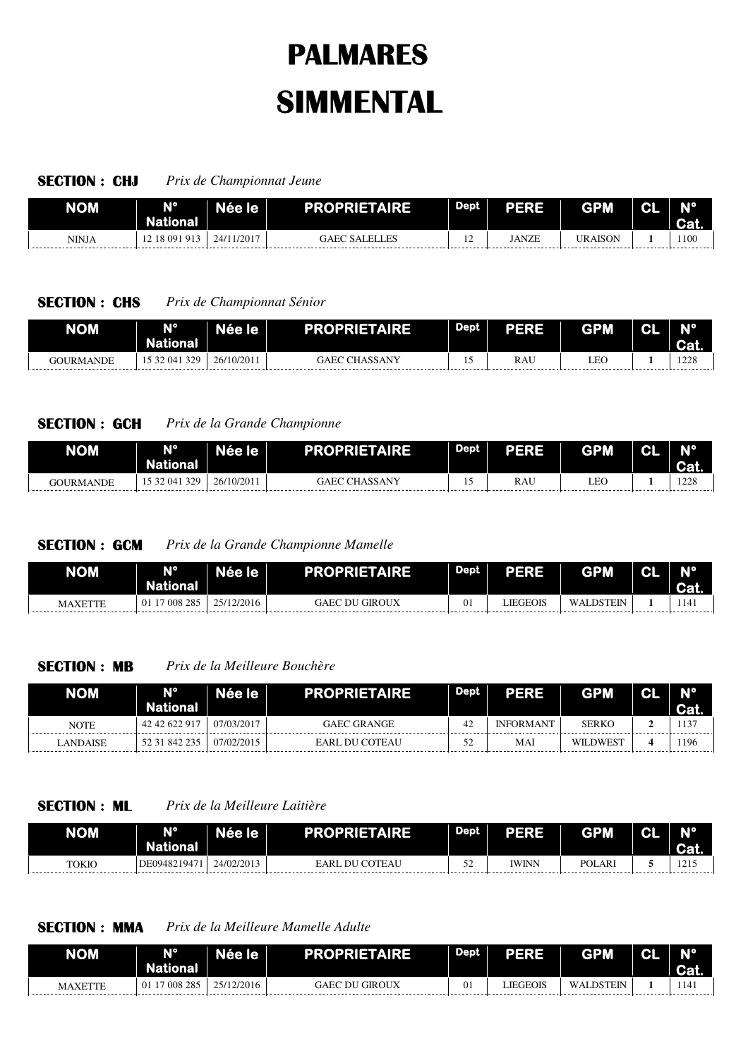# PALMARES
# SIMMENTAL

**SECTION : CHJ** *Prix de Championnat Jeune*

| NOM | N° National | Née le | PROPRIETAIRE | Dept | PERE | GPM | CL | N° Cat. |
|---|---|---|---|---|---|---|---|---|
| NINJA | 12 18 091 913 | 24/11/2017 | GAEC SALELLES | 12 | JANZE | URAISON | 1 | 1100 |

**SECTION : CHS** *Prix de Championnat Sénior*

| NOM | N° National | Née le | PROPRIETAIRE | Dept | PERE | GPM | CL | N° Cat. |
|---|---|---|---|---|---|---|---|---|
| GOURMANDE | 15 32 041 329 | 26/10/2011 | GAEC CHASSANY | 15 | RAU | LEO | 1 | 1228 |

**SECTION : GCH** *Prix de la Grande Championne*

| NOM | N° National | Née le | PROPRIETAIRE | Dept | PERE | GPM | CL | N° Cat. |
|---|---|---|---|---|---|---|---|---|
| GOURMANDE | 15 32 041 329 | 26/10/2011 | GAEC CHASSANY | 15 | RAU | LEO | 1 | 1228 |

**SECTION : GCM** *Prix de la Grande Championne Mamelle*

| NOM | N° National | Née le | PROPRIETAIRE | Dept | PERE | GPM | CL | N° Cat. |
|---|---|---|---|---|---|---|---|---|
| MAXETTE | 01 17 008 285 | 25/12/2016 | GAEC DU GIROUX | 01 | LIEGEOIS | WALDSTEIN | 1 | 1141 |

**SECTION : MB** *Prix de la Meilleure Bouchère*

| NOM | N° National | Née le | PROPRIETAIRE | Dept | PERE | GPM | CL | N° Cat. |
|---|---|---|---|---|---|---|---|---|
| NOTE | 42 42 622 917 | 07/03/2017 | GAEC GRANGE | 42 | INFORMANT | SERKO | 2 | 1137 |
| LANDAISE | 52 31 842 235 | 07/02/2015 | EARL DU COTEAU | 52 | MAI | WILDWEST | 4 | 1196 |

**SECTION : ML** *Prix de la Meilleure Laitière*

| NOM | N° National | Née le | PROPRIETAIRE | Dept | PERE | GPM | CL | N° Cat. |
|---|---|---|---|---|---|---|---|---|
| TOKIO | DE0948219471 | 24/02/2013 | EARL DU COTEAU | 52 | IWINN | POLARI | 5 | 1215 |

**SECTION : MMA** *Prix de la Meilleure Mamelle Adulte*

| NOM | N° National | Née le | PROPRIETAIRE | Dept | PERE | GPM | CL | N° Cat. |
|---|---|---|---|---|---|---|---|---|
| MAXETTE | 01 17 008 285 | 25/12/2016 | GAEC DU GIROUX | 01 | LIEGEOIS | WALDSTEIN | 1 | 1141 |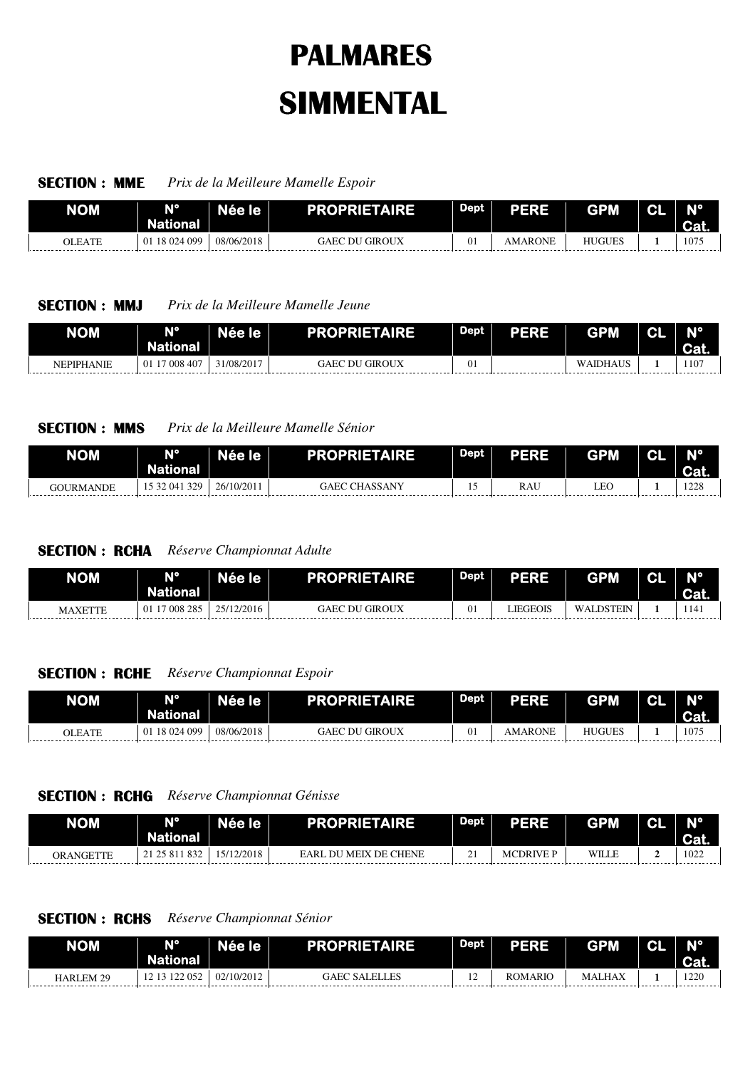# PALMARES

# SIMMENTAL

**SECTION : MME** *Prix de la Meilleure Mamelle Espoir*

| NOM | N° National | Née le | PROPRIETAIRE | Dept | PERE | GPM | CL | N° Cat. |
|---|---|---|---|---|---|---|---|---|
| OLEATE | 01 18 024 099 | 08/06/2018 | GAEC DU GIROUX | 01 | AMARONE | HUGUES | 1 | 1075 |

**SECTION : MMJ** *Prix de la Meilleure Mamelle Jeune*

| NOM | N° National | Née le | PROPRIETAIRE | Dept | PERE | GPM | CL | N° Cat. |
|---|---|---|---|---|---|---|---|---|
| NEPIPHANIE | 01 17 008 407 | 31/08/2017 | GAEC DU GIROUX | 01 | | WAIDHAUS | 1 | 1107 |

**SECTION : MMS** *Prix de la Meilleure Mamelle Sénior*

| NOM | N° National | Née le | PROPRIETAIRE | Dept | PERE | GPM | CL | N° Cat. |
|---|---|---|---|---|---|---|---|---|
| GOURMANDE | 15 32 041 329 | 26/10/2011 | GAEC CHASSANY | 15 | RAU | LEO | 1 | 1228 |

**SECTION : RCHA** *Réserve Championnat Adulte*

| NOM | N° National | Née le | PROPRIETAIRE | Dept | PERE | GPM | CL | N° Cat. |
|---|---|---|---|---|---|---|---|---|
| MAXETTE | 01 17 008 285 | 25/12/2016 | GAEC DU GIROUX | 01 | LIEGEOIS | WALDSTEIN | 1 | 1141 |

**SECTION : RCHE** *Réserve Championnat Espoir*

| NOM | N° National | Née le | PROPRIETAIRE | Dept | PERE | GPM | CL | N° Cat. |
|---|---|---|---|---|---|---|---|---|
| OLEATE | 01 18 024 099 | 08/06/2018 | GAEC DU GIROUX | 01 | AMARONE | HUGUES | 1 | 1075 |

**SECTION : RCHG** *Réserve Championnat Génisse*

| NOM | N° National | Née le | PROPRIETAIRE | Dept | PERE | GPM | CL | N° Cat. |
|---|---|---|---|---|---|---|---|---|
| ORANGETTE | 21 25 811 832 | 15/12/2018 | EARL DU MEIX DE CHENE | 21 | MCDRIVE P | WILLE | 2 | 1022 |

**SECTION : RCHS** *Réserve Championnat Sénior*

| NOM | N° National | Née le | PROPRIETAIRE | Dept | PERE | GPM | CL | N° Cat. |
|---|---|---|---|---|---|---|---|---|
| HARLEM 29 | 12 13 122 052 | 02/10/2012 | GAEC SALELLES | 12 | ROMARIO | MALHAX | 1 | 1220 |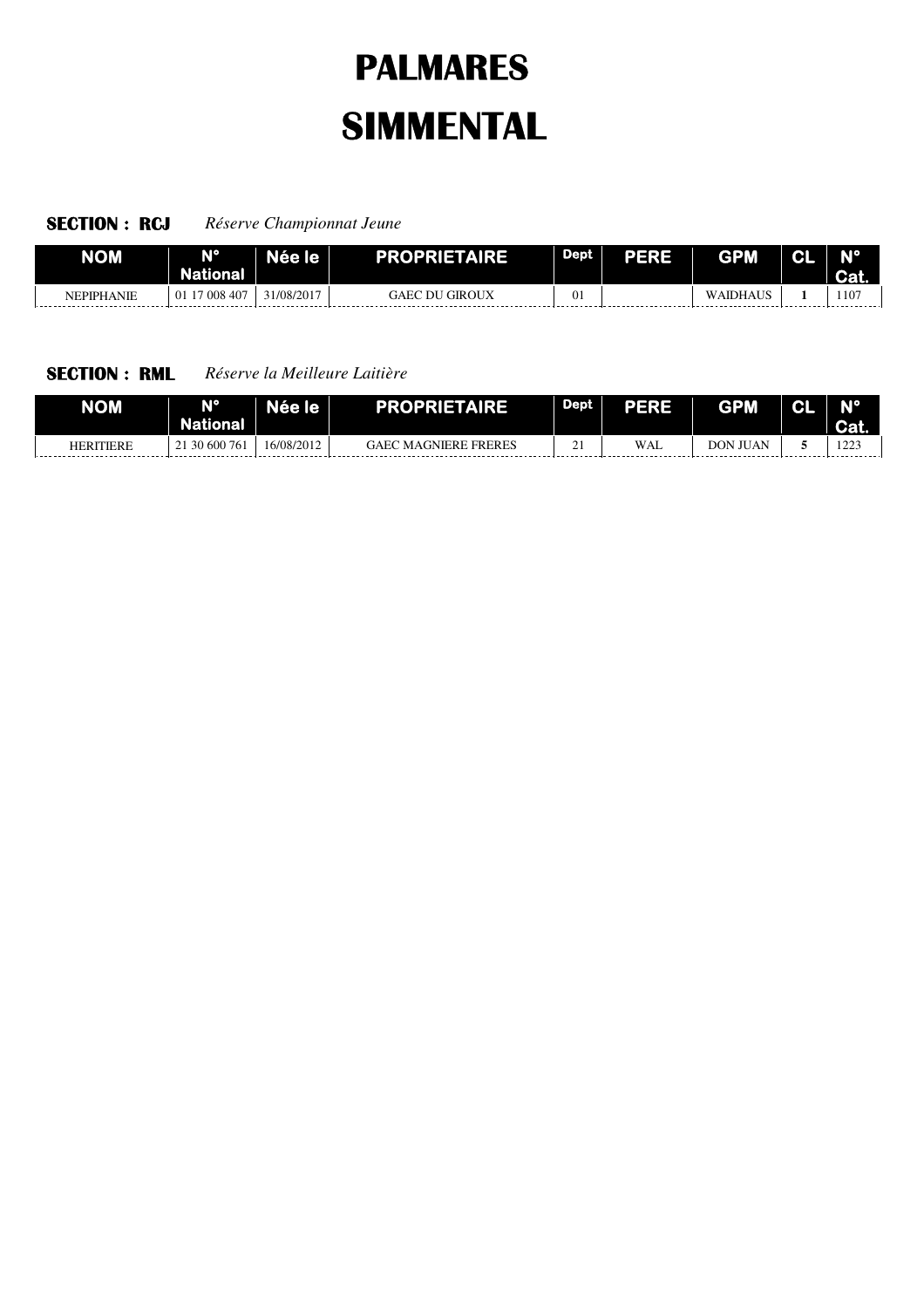# PALMARES

# SIMMENTAL

**SECTION : RCJ** *Réserve Championnat Jeune*

| NOM | N° National | Née le | PROPRIETAIRE | Dept | PERE | GPM | CL | N° Cat. |
|---|---|---|---|---|---|---|---|---|
| NEPIPHANIE | 01 17 008 407 | 31/08/2017 | GAEC DU GIROUX | 01 | | WAIDHAUS | **1** | 1107 |

**SECTION : RML** *Réserve la Meilleure Laitière*

| NOM | N° National | Née le | PROPRIETAIRE | Dept | PERE | GPM | CL | N° Cat. |
|---|---|---|---|---|---|---|---|---|
| HERITIERE | 21 30 600 761 | 16/08/2012 | GAEC MAGNIERE FRERES | 21 | WAL | DON JUAN | **5** | 1223 |